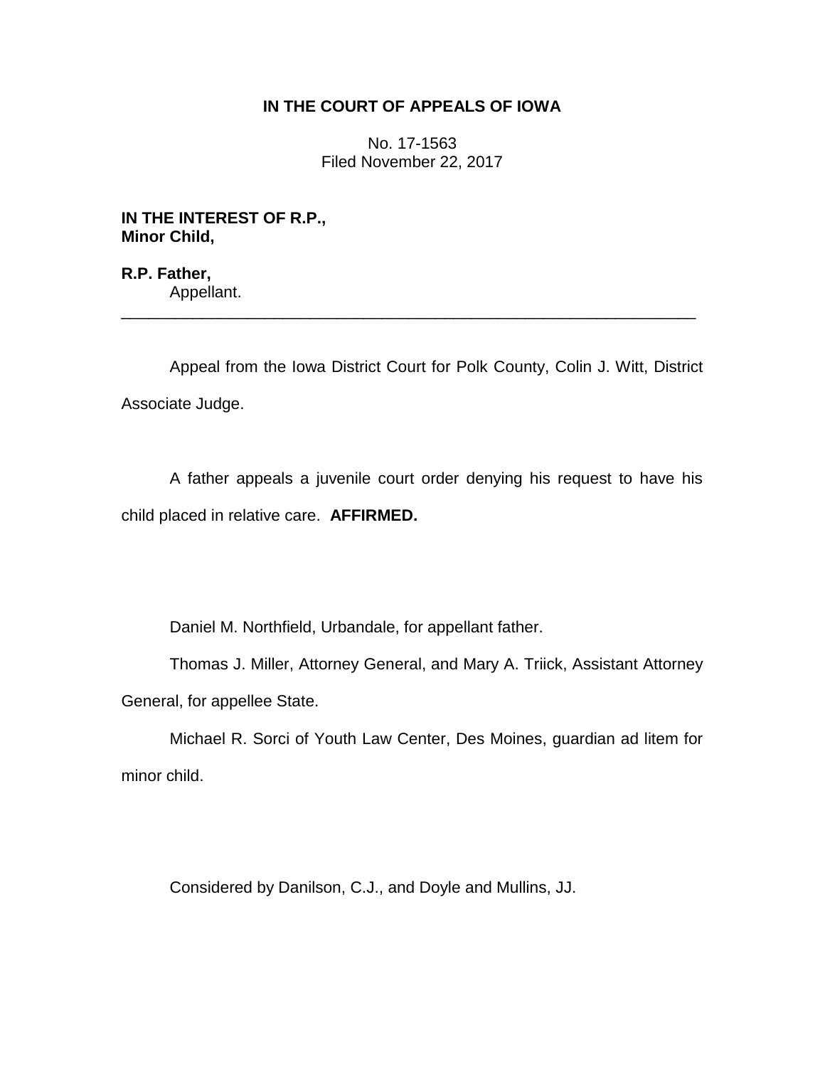**IN THE COURT OF APPEALS OF IOWA**

No. 17-1563
Filed November 22, 2017

**IN THE INTEREST OF R.P.,**
**Minor Child,**

**R.P. Father,**
Appellant.

---

Appeal from the Iowa District Court for Polk County, Colin J. Witt, District Associate Judge.

A father appeals a juvenile court order denying his request to have his child placed in relative care. **AFFIRMED.**

Daniel M. Northfield, Urbandale, for appellant father.

Thomas J. Miller, Attorney General, and Mary A. Triick, Assistant Attorney General, for appellee State.

Michael R. Sorci of Youth Law Center, Des Moines, guardian ad litem for minor child.

Considered by Danilson, C.J., and Doyle and Mullins, JJ.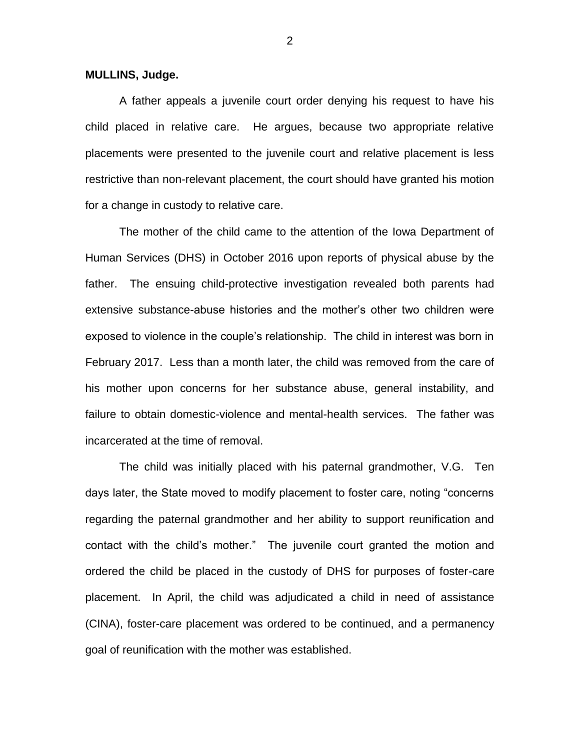**MULLINS, Judge.**

A father appeals a juvenile court order denying his request to have his child placed in relative care. He argues, because two appropriate relative placements were presented to the juvenile court and relative placement is less restrictive than non-relevant placement, the court should have granted his motion for a change in custody to relative care.

The mother of the child came to the attention of the Iowa Department of Human Services (DHS) in October 2016 upon reports of physical abuse by the father. The ensuing child-protective investigation revealed both parents had extensive substance-abuse histories and the mother's other two children were exposed to violence in the couple's relationship. The child in interest was born in February 2017. Less than a month later, the child was removed from the care of his mother upon concerns for her substance abuse, general instability, and failure to obtain domestic-violence and mental-health services. The father was incarcerated at the time of removal.

The child was initially placed with his paternal grandmother, V.G. Ten days later, the State moved to modify placement to foster care, noting "concerns regarding the paternal grandmother and her ability to support reunification and contact with the child's mother." The juvenile court granted the motion and ordered the child be placed in the custody of DHS for purposes of foster-care placement. In April, the child was adjudicated a child in need of assistance (CINA), foster-care placement was ordered to be continued, and a permanency goal of reunification with the mother was established.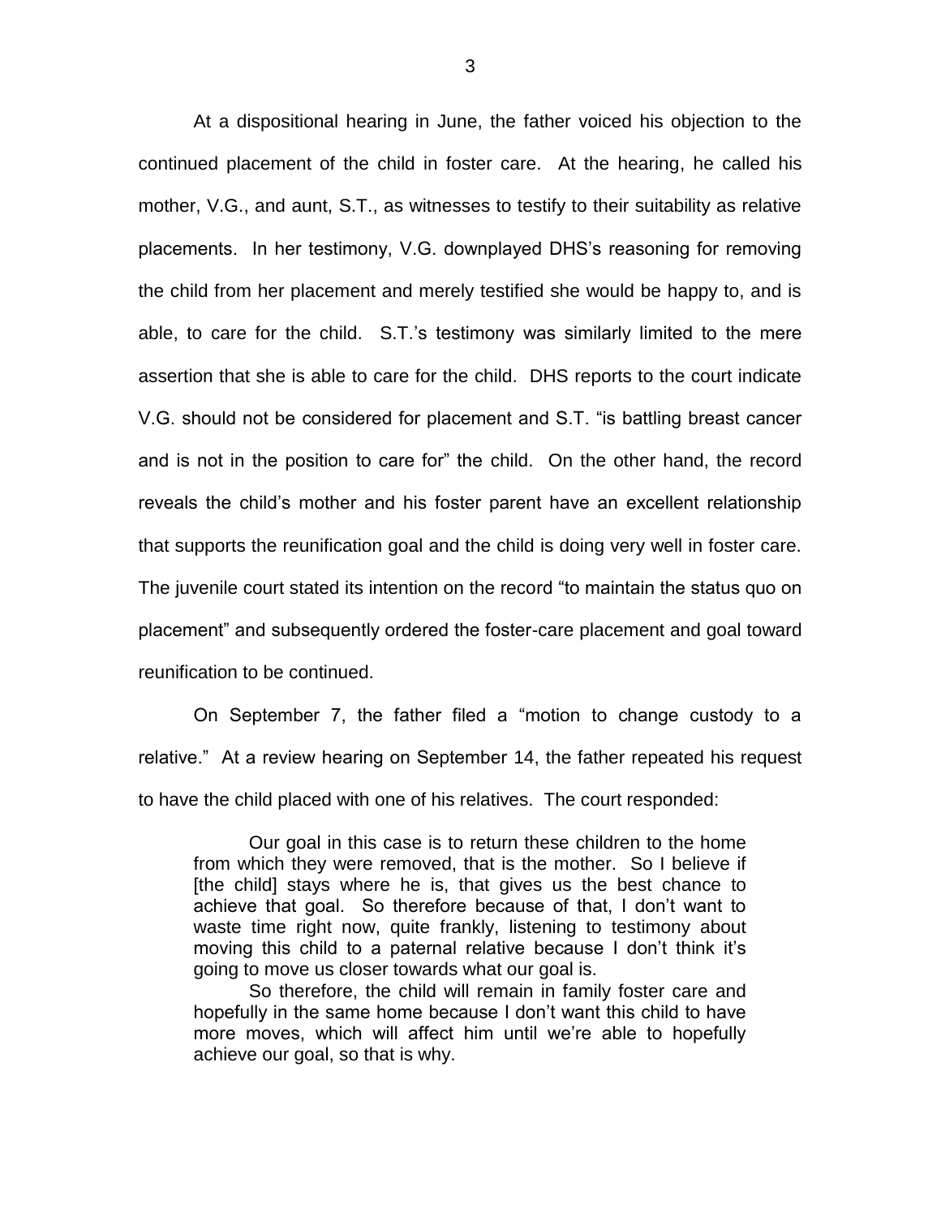At a dispositional hearing in June, the father voiced his objection to the continued placement of the child in foster care. At the hearing, he called his mother, V.G., and aunt, S.T., as witnesses to testify to their suitability as relative placements. In her testimony, V.G. downplayed DHS's reasoning for removing the child from her placement and merely testified she would be happy to, and is able, to care for the child. S.T.'s testimony was similarly limited to the mere assertion that she is able to care for the child. DHS reports to the court indicate V.G. should not be considered for placement and S.T. "is battling breast cancer and is not in the position to care for" the child. On the other hand, the record reveals the child's mother and his foster parent have an excellent relationship that supports the reunification goal and the child is doing very well in foster care. The juvenile court stated its intention on the record "to maintain the status quo on placement" and subsequently ordered the foster-care placement and goal toward reunification to be continued.

On September 7, the father filed a "motion to change custody to a relative." At a review hearing on September 14, the father repeated his request to have the child placed with one of his relatives. The court responded:

> Our goal in this case is to return these children to the home from which they were removed, that is the mother. So I believe if [the child] stays where he is, that gives us the best chance to achieve that goal. So therefore because of that, I don't want to waste time right now, quite frankly, listening to testimony about moving this child to a paternal relative because I don't think it's going to move us closer towards what our goal is.
>
> So therefore, the child will remain in family foster care and hopefully in the same home because I don't want this child to have more moves, which will affect him until we're able to hopefully achieve our goal, so that is why.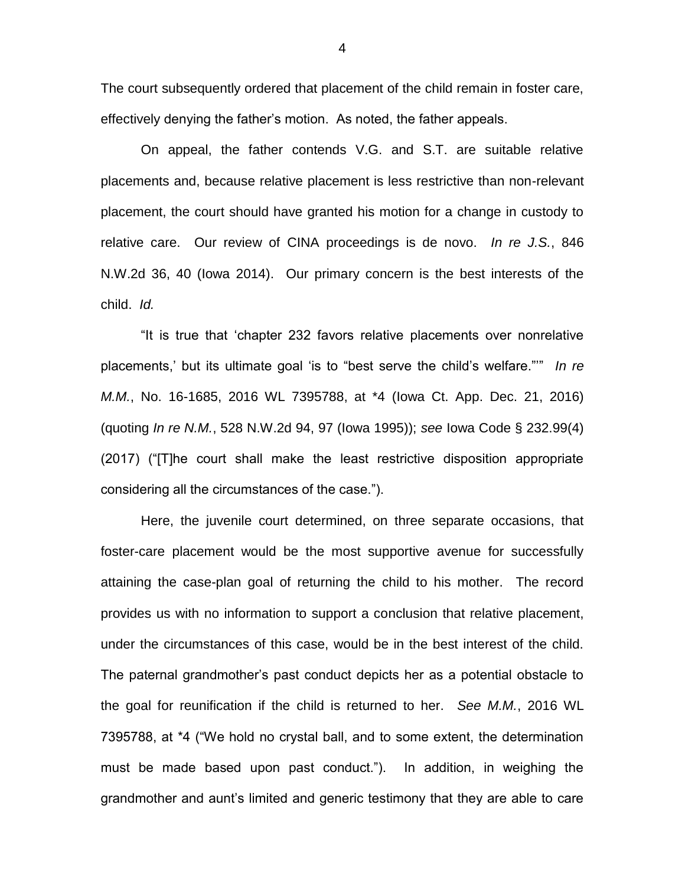The court subsequently ordered that placement of the child remain in foster care, effectively denying the father's motion. As noted, the father appeals.

On appeal, the father contends V.G. and S.T. are suitable relative placements and, because relative placement is less restrictive than non-relevant placement, the court should have granted his motion for a change in custody to relative care. Our review of CINA proceedings is de novo. *In re J.S.*, 846 N.W.2d 36, 40 (Iowa 2014). Our primary concern is the best interests of the child. *Id.*

"It is true that 'chapter 232 favors relative placements over nonrelative placements,' but its ultimate goal 'is to "best serve the child's welfare."'" *In re M.M.*, No. 16-1685, 2016 WL 7395788, at *4 (Iowa Ct. App. Dec. 21, 2016) (quoting *In re N.M.*, 528 N.W.2d 94, 97 (Iowa 1995)); *see* Iowa Code § 232.99(4) (2017) ("[T]he court shall make the least restrictive disposition appropriate considering all the circumstances of the case.").

Here, the juvenile court determined, on three separate occasions, that foster-care placement would be the most supportive avenue for successfully attaining the case-plan goal of returning the child to his mother. The record provides us with no information to support a conclusion that relative placement, under the circumstances of this case, would be in the best interest of the child. The paternal grandmother's past conduct depicts her as a potential obstacle to the goal for reunification if the child is returned to her. *See M.M.*, 2016 WL 7395788, at *4 ("We hold no crystal ball, and to some extent, the determination must be made based upon past conduct."). In addition, in weighing the grandmother and aunt's limited and generic testimony that they are able to care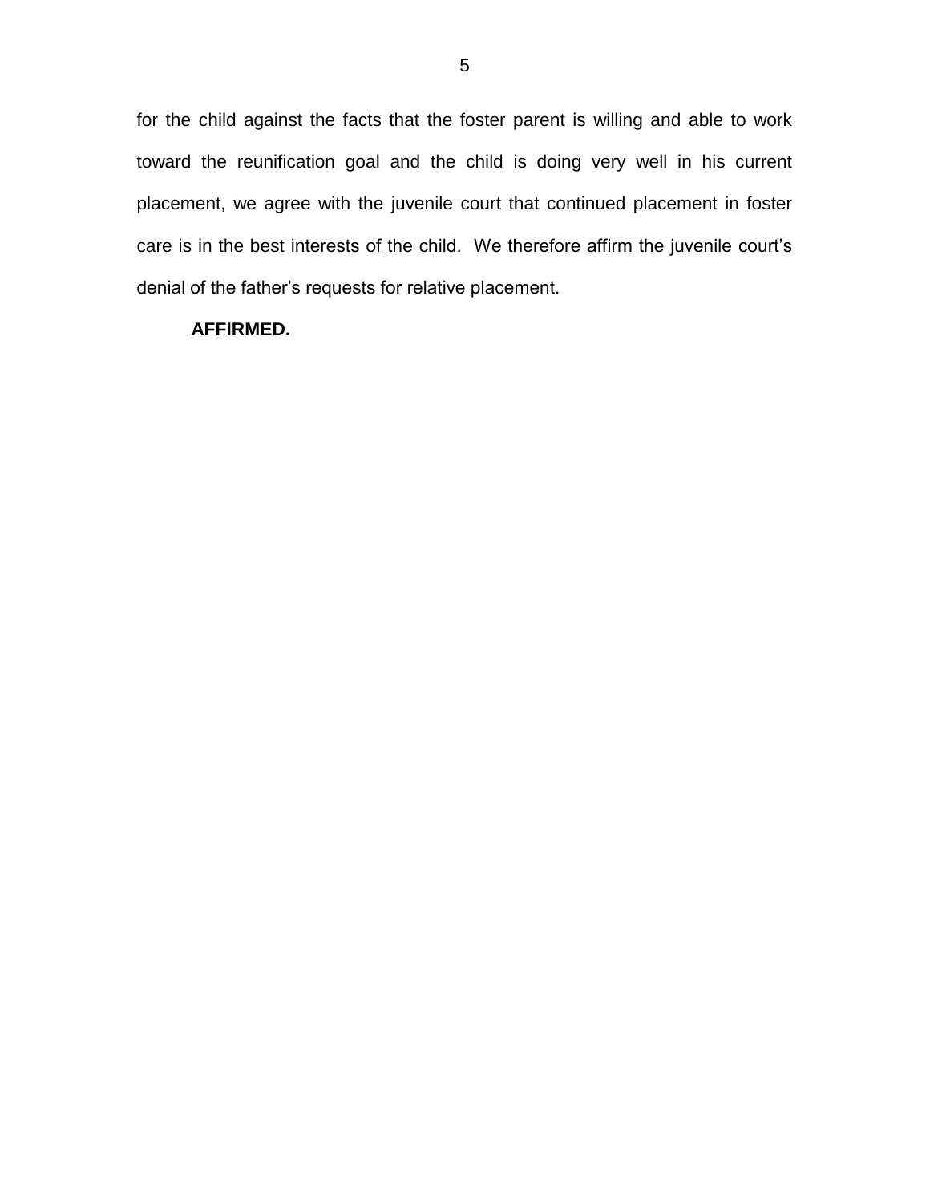for the child against the facts that the foster parent is willing and able to work toward the reunification goal and the child is doing very well in his current placement, we agree with the juvenile court that continued placement in foster care is in the best interests of the child. We therefore affirm the juvenile court's denial of the father's requests for relative placement.

**AFFIRMED.**